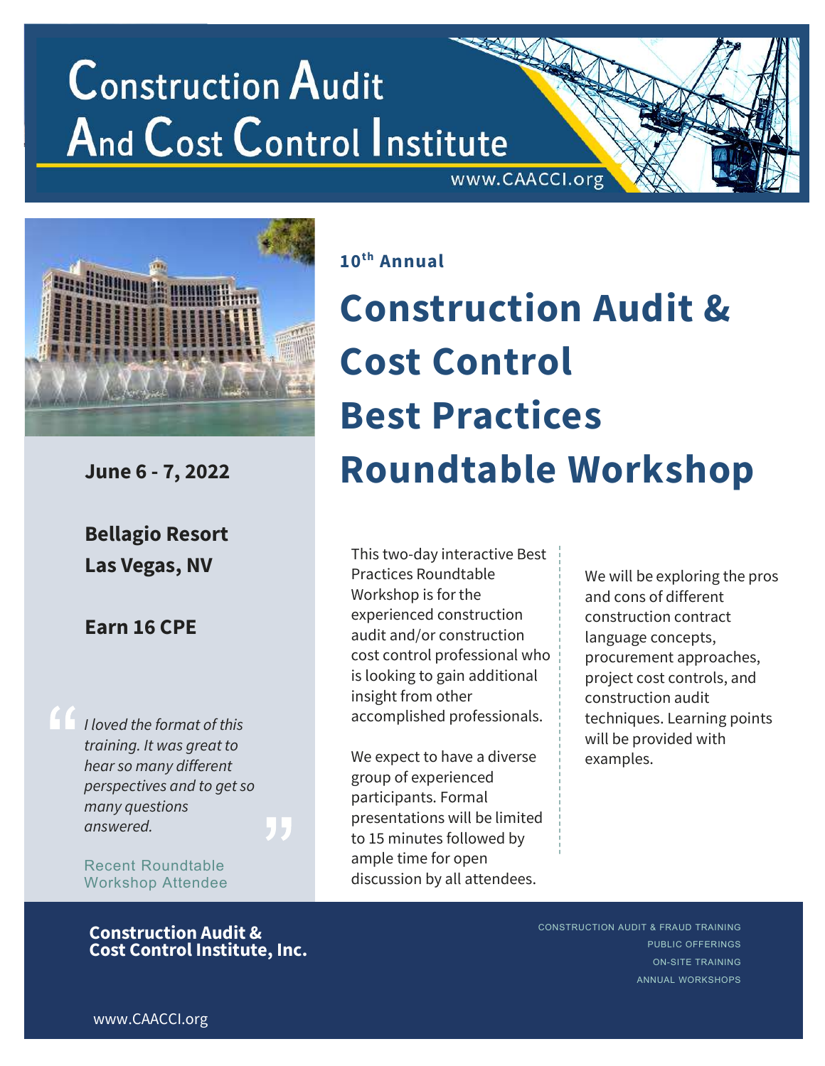# Construction Audit And Cost Control Institute

www.CAACCI.org

**June 6 - 7, 2022**

**Bellagio Resort**
**Las Vegas, NV**

**Earn 16 CPE**

> *I loved the format of this training. It was great to hear so many different perspectives and to get so many questions answered.*
>
> Recent Roundtable Workshop Attendee

**10th Annual**

# Construction Audit & Cost Control Best Practices Roundtable Workshop

This two-day interactive Best Practices Roundtable Workshop is for the experienced construction audit and/or construction cost control professional who is looking to gain additional insight from other accomplished professionals.

We expect to have a diverse group of experienced participants. Formal presentations will be limited to 15 minutes followed by ample time for open discussion by all attendees.

We will be exploring the pros and cons of different construction contract language concepts, procurement approaches, project cost controls, and construction audit techniques. Learning points will be provided with examples.

**Construction Audit & Cost Control Institute, Inc.**

CONSTRUCTION AUDIT & FRAUD TRAINING
PUBLIC OFFERINGS
ON-SITE TRAINING
ANNUAL WORKSHOPS

www.CAACCI.org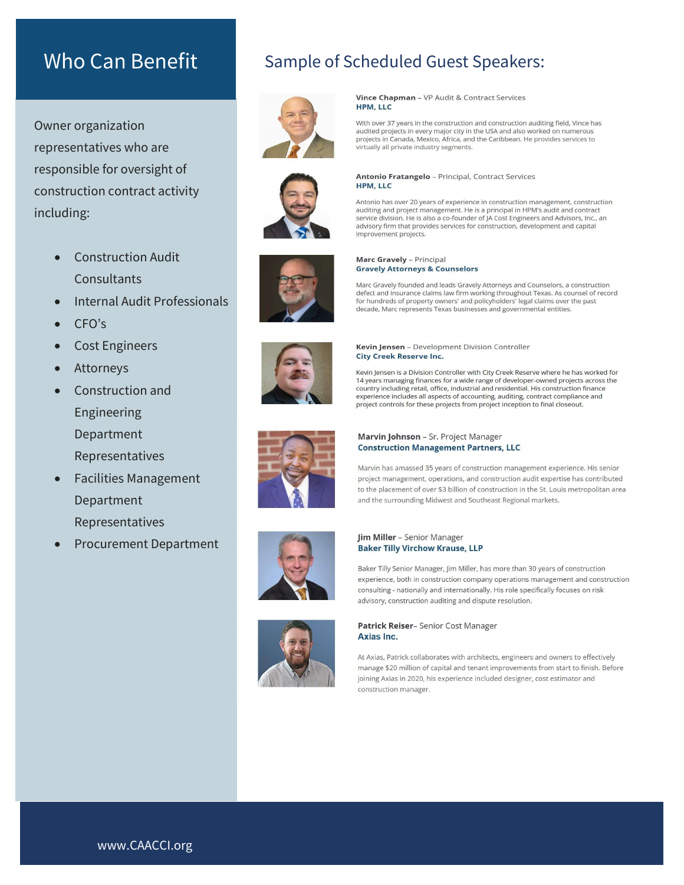## Who Can Benefit

Owner organization representatives who are responsible for oversight of construction contract activity including:

- Construction Audit Consultants
- Internal Audit Professionals
- CFO's
- Cost Engineers
- Attorneys
- Construction and Engineering Department Representatives
- Facilities Management Department Representatives
- Procurement Department

## Sample of Scheduled Guest Speakers:

**Vince Chapman** – VP Audit & Contract Services
**HPM, LLC**

With over 37 years in the construction and construction auditing field, Vince has audited projects in every major city in the USA and also worked on numerous projects in Canada, Mexico, Africa, and the Caribbean. He provides services to virtually all private industry segments.

**Antonio Fratangelo** – Principal, Contract Services
**HPM, LLC**

Antonio has over 20 years of experience in construction management, construction auditing and project management. He is a principal in HPM's audit and contract service division. He is also a co-founder of JA Cost Engineers and Advisors, Inc., an advisory firm that provides services for construction, development and capital improvement projects.

**Marc Gravely** – Principal
**Gravely Attorneys & Counselors**

Marc Gravely founded and leads Gravely Attorneys and Counselors, a construction defect and insurance claims law firm working throughout Texas. As counsel of record for hundreds of property owners' and policyholders' legal claims over the past decade, Marc represents Texas businesses and governmental entities.

**Kevin Jensen** – Development Division Controller
**City Creek Reserve Inc.**

Kevin Jensen is a Division Controller with City Creek Reserve where he has worked for 14 years managing finances for a wide range of developer-owned projects across the country including retail, office, industrial and residential. His construction finance experience includes all aspects of accounting, auditing, contract compliance and project controls for these projects from project inception to final closeout.

**Marvin Johnson** – Sr. Project Manager
**Construction Management Partners, LLC**

Marvin has amassed 35 years of construction management experience. His senior project management, operations, and construction audit expertise has contributed to the placement of over $3 billion of construction in the St. Louis metropolitan area and the surrounding Midwest and Southeast Regional markets.

**Jim Miller** – Senior Manager
**Baker Tilly Virchow Krause, LLP**

Baker Tilly Senior Manager, Jim Miller, has more than 30 years of construction experience, both in construction company operations management and construction consulting - nationally and internationally. His role specifically focuses on risk advisory, construction auditing and dispute resolution.

**Patrick Reiser**– Senior Cost Manager
**Axias Inc.**

At Axias, Patrick collaborates with architects, engineers and owners to effectively manage $20 million of capital and tenant improvements from start to finish. Before joining Axias in 2020, his experience included designer, cost estimator and construction manager.

www.CAACCI.org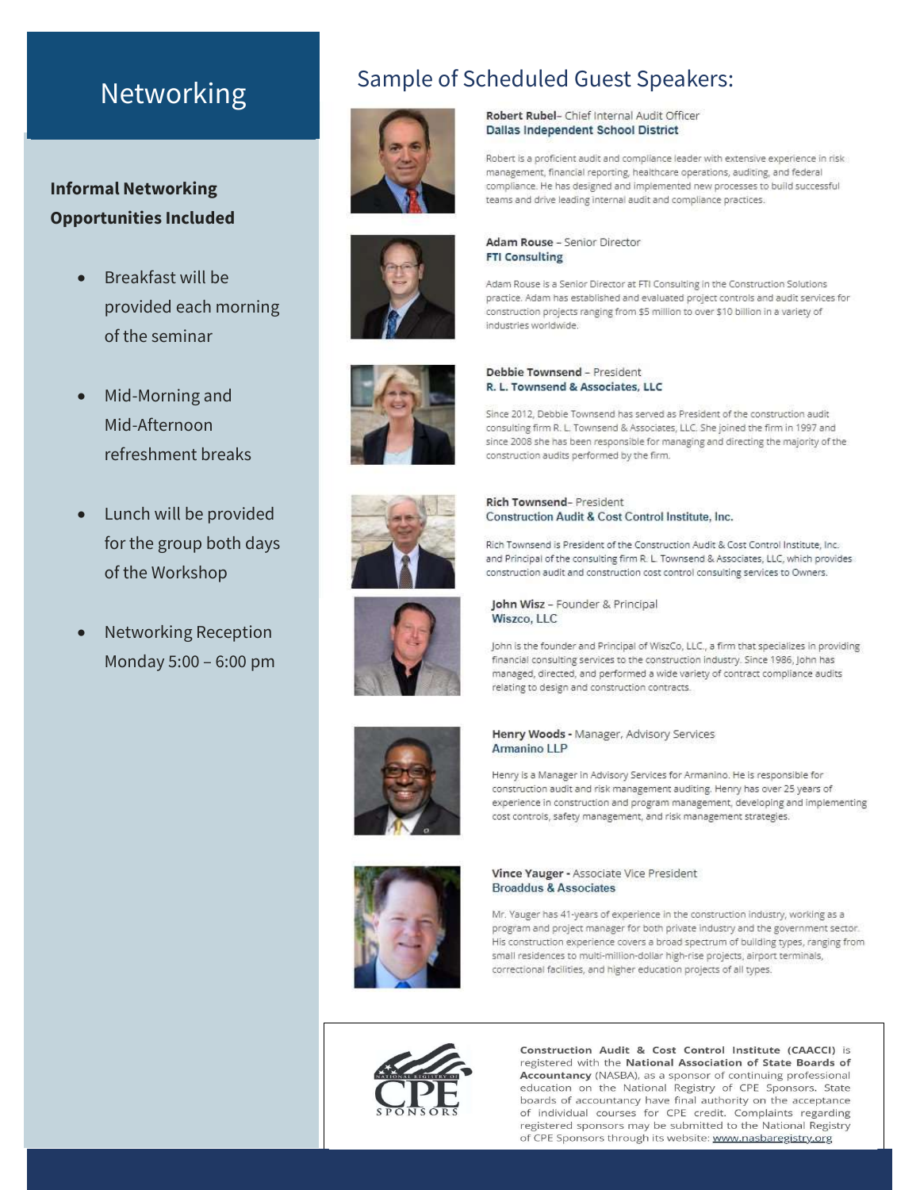# Networking

**Informal Networking Opportunities Included**

- Breakfast will be provided each morning of the seminar
- Mid-Morning and Mid-Afternoon refreshment breaks
- Lunch will be provided for the group both days of the Workshop
- Networking Reception Monday 5:00 – 6:00 pm

## Sample of Scheduled Guest Speakers:

**Robert Rubel**– Chief Internal Audit Officer
**Dallas Independent School District**

Robert is a proficient audit and compliance leader with extensive experience in risk management, financial reporting, healthcare operations, auditing, and federal compliance. He has designed and implemented new processes to build successful teams and drive leading internal audit and compliance practices.

**Adam Rouse** – Senior Director
**FTI Consulting**

Adam Rouse is a Senior Director at FTI Consulting in the Construction Solutions practice. Adam has established and evaluated project controls and audit services for construction projects ranging from $5 million to over $10 billion in a variety of industries worldwide.

**Debbie Townsend** – President
**R. L. Townsend & Associates, LLC**

Since 2012, Debbie Townsend has served as President of the construction audit consulting firm R. L. Townsend & Associates, LLC. She joined the firm in 1997 and since 2008 she has been responsible for managing and directing the majority of the construction audits performed by the firm.

**Rich Townsend**– President
**Construction Audit & Cost Control Institute, Inc.**

Rich Townsend is President of the Construction Audit & Cost Control Institute, Inc. and Principal of the consulting firm R. L. Townsend & Associates, LLC, which provides construction audit and construction cost control consulting services to Owners.

**John Wisz** – Founder & Principal
**Wiszco, LLC**

John is the founder and Principal of WiszCo, LLC., a firm that specializes in providing financial consulting services to the construction industry. Since 1986, John has managed, directed, and performed a wide variety of contract compliance audits relating to design and construction contracts.

**Henry Woods** - Manager, Advisory Services
**Armanino LLP**

Henry is a Manager in Advisory Services for Armanino. He is responsible for construction audit and risk management auditing. Henry has over 25 years of experience in construction and program management, developing and implementing cost controls, safety management, and risk management strategies.

**Vince Yauger** - Associate Vice President
**Broaddus & Associates**

Mr. Yauger has 41-years of experience in the construction industry, working as a program and project manager for both private industry and the government sector. His construction experience covers a broad spectrum of building types, ranging from small residences to multi-million-dollar high-rise projects, airport terminals, correctional facilities, and higher education projects of all types.

NATIONAL REGISTRY OF CPE SPONSORS

**Construction Audit & Cost Control Institute (CAACCI)** is registered with the **National Association of State Boards of Accountancy** (NASBA), as a sponsor of continuing professional education on the National Registry of CPE Sponsors. State boards of accountancy have final authority on the acceptance of individual courses for CPE credit. Complaints regarding registered sponsors may be submitted to the National Registry of CPE Sponsors through its website: www.nasbaregistry.org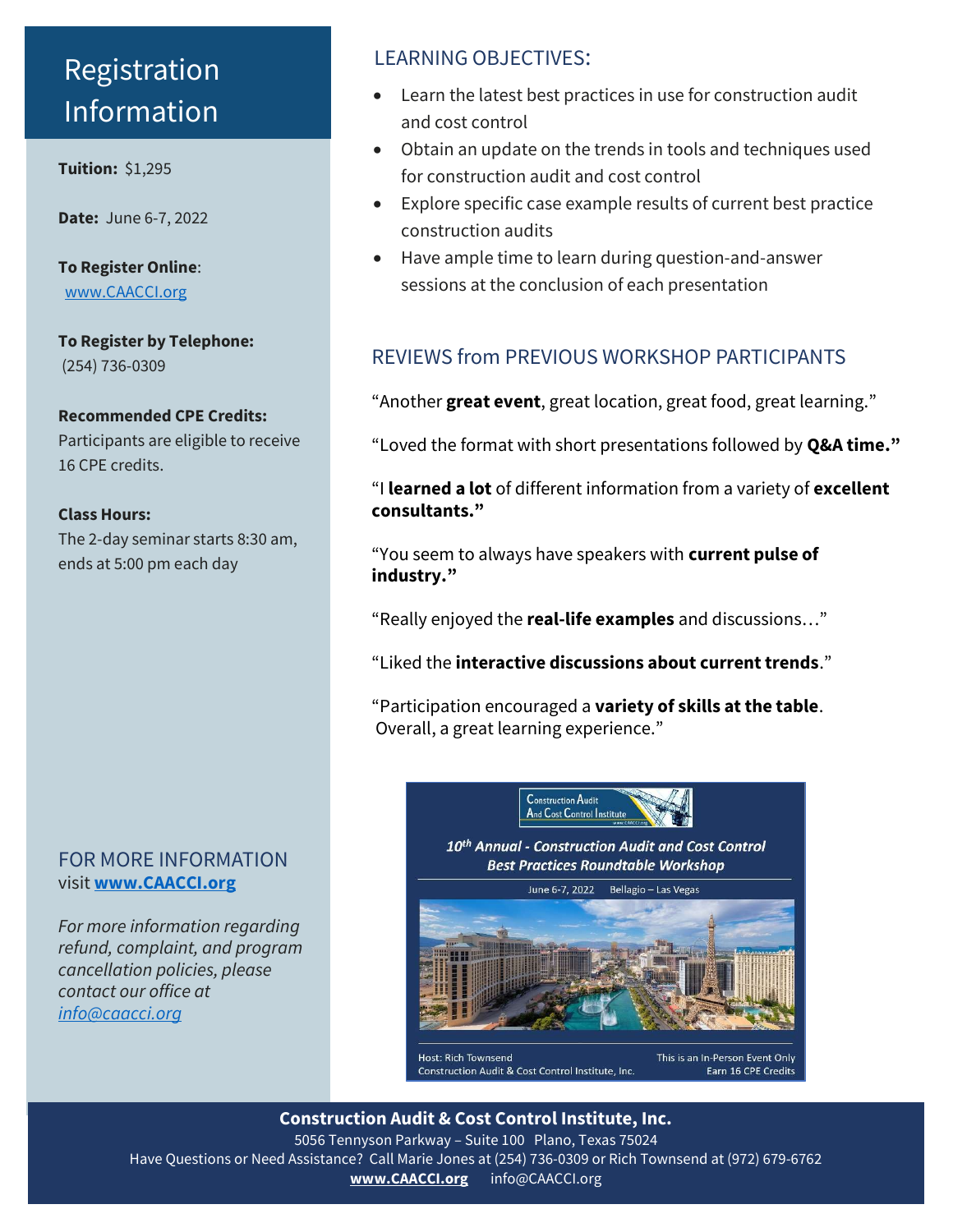# Registration Information

**Tuition:** $1,295

**Date:** June 6-7, 2022

**To Register Online**:
www.CAACCI.org

**To Register by Telephone:**
(254) 736-0309

**Recommended CPE Credits:**
Participants are eligible to receive 16 CPE credits.

**Class Hours:**
The 2-day seminar starts 8:30 am, ends at 5:00 pm each day

## FOR MORE INFORMATION

visit **www.CAACCI.org**

*For more information regarding refund, complaint, and program cancellation policies, please contact our office at info@caacci.org*

## LEARNING OBJECTIVES:

- Learn the latest best practices in use for construction audit and cost control
- Obtain an update on the trends in tools and techniques used for construction audit and cost control
- Explore specific case example results of current best practice construction audits
- Have ample time to learn during question-and-answer sessions at the conclusion of each presentation

## REVIEWS from PREVIOUS WORKSHOP PARTICIPANTS

"Another **great event**, great location, great food, great learning."

"Loved the format with short presentations followed by **Q&A time."**

"I **learned a lot** of different information from a variety of **excellent consultants."**

"You seem to always have speakers with **current pulse of industry."**

"Really enjoyed the **real-life examples** and discussions…"

"Liked the **interactive discussions about current trends**."

"Participation encouraged a **variety of skills at the table**. Overall, a great learning experience."

Construction Audit And Cost Control Institute

*10th Annual - Construction Audit and Cost Control Best Practices Roundtable Workshop*

June 6-7, 2022 Bellagio – Las Vegas

Host: Rich Townsend
Construction Audit & Cost Control Institute, Inc.

This is an In-Person Event Only
Earn 16 CPE Credits

**Construction Audit & Cost Control Institute, Inc.**
5056 Tennyson Parkway – Suite 100 Plano, Texas 75024
Have Questions or Need Assistance? Call Marie Jones at (254) 736-0309 or Rich Townsend at (972) 679-6762
**www.CAACCI.org** info@CAACCI.org